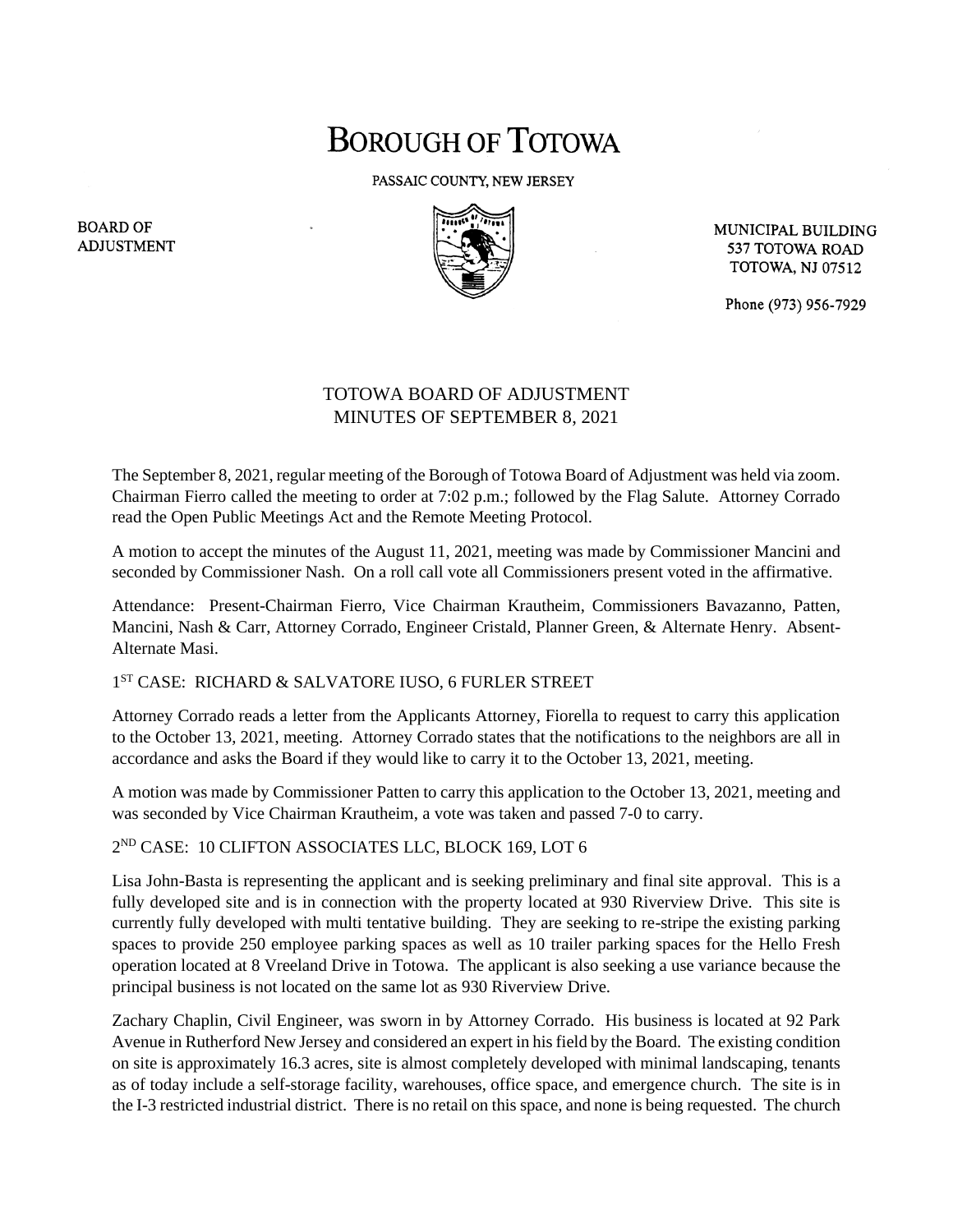# BOROUGH OF TOTOWA

PASSAIC COUNTY, NEW JERSEY

BOARD OF ADJUSTMENT

MUNICIPAL BUILDING
537 TOTOWA ROAD
TOTOWA, NJ 07512

Phone (973) 956-7929

## TOTOWA BOARD OF ADJUSTMENT
## MINUTES OF SEPTEMBER 8, 2021

The September 8, 2021, regular meeting of the Borough of Totowa Board of Adjustment was held via zoom. Chairman Fierro called the meeting to order at 7:02 p.m.; followed by the Flag Salute. Attorney Corrado read the Open Public Meetings Act and the Remote Meeting Protocol.

A motion to accept the minutes of the August 11, 2021, meeting was made by Commissioner Mancini and seconded by Commissioner Nash. On a roll call vote all Commissioners present voted in the affirmative.

Attendance: Present-Chairman Fierro, Vice Chairman Krautheim, Commissioners Bavazanno, Patten, Mancini, Nash & Carr, Attorney Corrado, Engineer Cristald, Planner Green, & Alternate Henry. Absent-Alternate Masi.

1ST CASE: RICHARD & SALVATORE IUSO, 6 FURLER STREET

Attorney Corrado reads a letter from the Applicants Attorney, Fiorella to request to carry this application to the October 13, 2021, meeting. Attorney Corrado states that the notifications to the neighbors are all in accordance and asks the Board if they would like to carry it to the October 13, 2021, meeting.

A motion was made by Commissioner Patten to carry this application to the October 13, 2021, meeting and was seconded by Vice Chairman Krautheim, a vote was taken and passed 7-0 to carry.

2ND CASE: 10 CLIFTON ASSOCIATES LLC, BLOCK 169, LOT 6

Lisa John-Basta is representing the applicant and is seeking preliminary and final site approval. This is a fully developed site and is in connection with the property located at 930 Riverview Drive. This site is currently fully developed with multi tentative building. They are seeking to re-stripe the existing parking spaces to provide 250 employee parking spaces as well as 10 trailer parking spaces for the Hello Fresh operation located at 8 Vreeland Drive in Totowa. The applicant is also seeking a use variance because the principal business is not located on the same lot as 930 Riverview Drive.

Zachary Chaplin, Civil Engineer, was sworn in by Attorney Corrado. His business is located at 92 Park Avenue in Rutherford New Jersey and considered an expert in his field by the Board. The existing condition on site is approximately 16.3 acres, site is almost completely developed with minimal landscaping, tenants as of today include a self-storage facility, warehouses, office space, and emergence church. The site is in the I-3 restricted industrial district. There is no retail on this space, and none is being requested. The church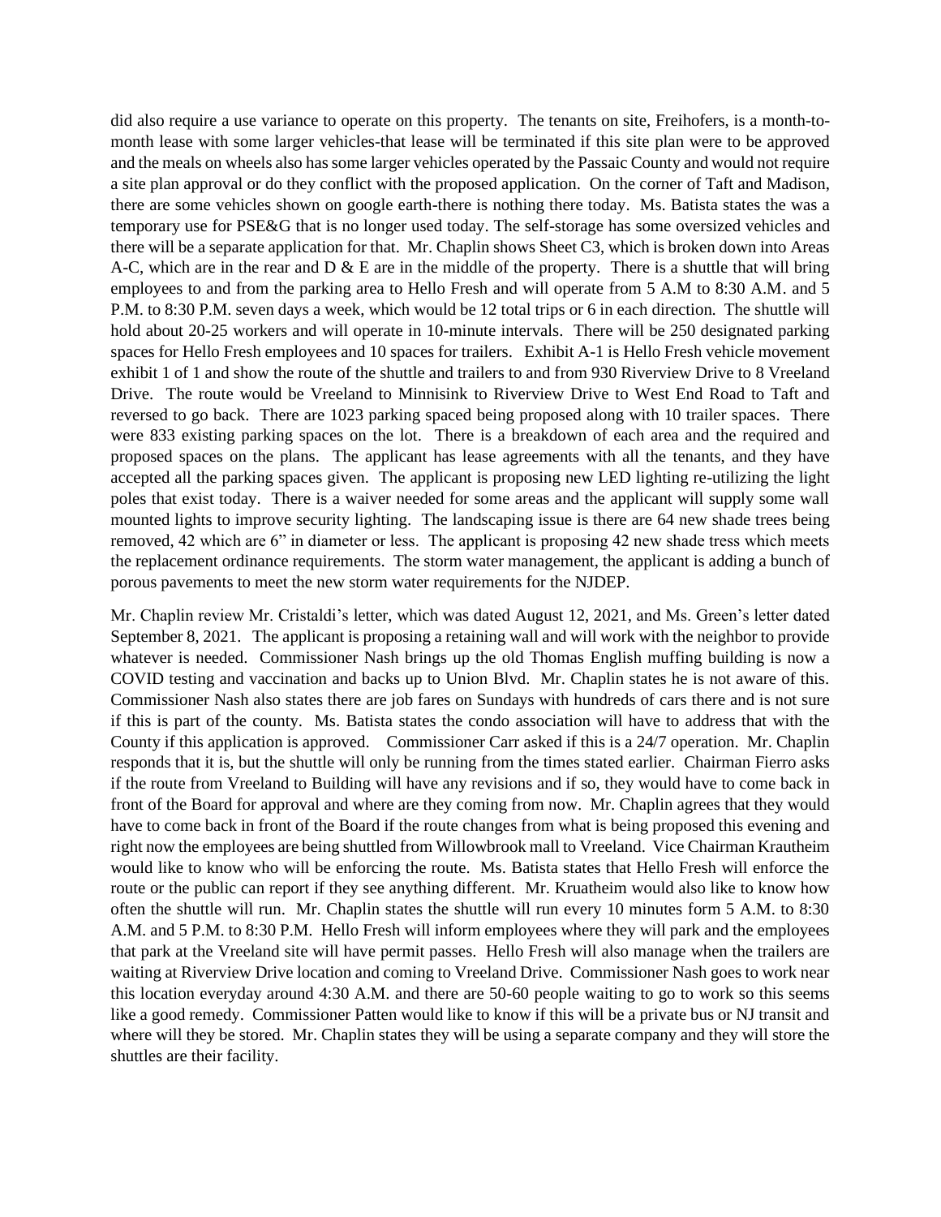did also require a use variance to operate on this property. The tenants on site, Freihofers, is a month-to-month lease with some larger vehicles-that lease will be terminated if this site plan were to be approved and the meals on wheels also has some larger vehicles operated by the Passaic County and would not require a site plan approval or do they conflict with the proposed application. On the corner of Taft and Madison, there are some vehicles shown on google earth-there is nothing there today. Ms. Batista states the was a temporary use for PSE&G that is no longer used today. The self-storage has some oversized vehicles and there will be a separate application for that. Mr. Chaplin shows Sheet C3, which is broken down into Areas A-C, which are in the rear and D & E are in the middle of the property. There is a shuttle that will bring employees to and from the parking area to Hello Fresh and will operate from 5 A.M to 8:30 A.M. and 5 P.M. to 8:30 P.M. seven days a week, which would be 12 total trips or 6 in each direction. The shuttle will hold about 20-25 workers and will operate in 10-minute intervals. There will be 250 designated parking spaces for Hello Fresh employees and 10 spaces for trailers. Exhibit A-1 is Hello Fresh vehicle movement exhibit 1 of 1 and show the route of the shuttle and trailers to and from 930 Riverview Drive to 8 Vreeland Drive. The route would be Vreeland to Minnisink to Riverview Drive to West End Road to Taft and reversed to go back. There are 1023 parking spaced being proposed along with 10 trailer spaces. There were 833 existing parking spaces on the lot. There is a breakdown of each area and the required and proposed spaces on the plans. The applicant has lease agreements with all the tenants, and they have accepted all the parking spaces given. The applicant is proposing new LED lighting re-utilizing the light poles that exist today. There is a waiver needed for some areas and the applicant will supply some wall mounted lights to improve security lighting. The landscaping issue is there are 64 new shade trees being removed, 42 which are 6" in diameter or less. The applicant is proposing 42 new shade tress which meets the replacement ordinance requirements. The storm water management, the applicant is adding a bunch of porous pavements to meet the new storm water requirements for the NJDEP.

Mr. Chaplin review Mr. Cristaldi's letter, which was dated August 12, 2021, and Ms. Green's letter dated September 8, 2021. The applicant is proposing a retaining wall and will work with the neighbor to provide whatever is needed. Commissioner Nash brings up the old Thomas English muffing building is now a COVID testing and vaccination and backs up to Union Blvd. Mr. Chaplin states he is not aware of this. Commissioner Nash also states there are job fares on Sundays with hundreds of cars there and is not sure if this is part of the county. Ms. Batista states the condo association will have to address that with the County if this application is approved. Commissioner Carr asked if this is a 24/7 operation. Mr. Chaplin responds that it is, but the shuttle will only be running from the times stated earlier. Chairman Fierro asks if the route from Vreeland to Building will have any revisions and if so, they would have to come back in front of the Board for approval and where are they coming from now. Mr. Chaplin agrees that they would have to come back in front of the Board if the route changes from what is being proposed this evening and right now the employees are being shuttled from Willowbrook mall to Vreeland. Vice Chairman Krautheim would like to know who will be enforcing the route. Ms. Batista states that Hello Fresh will enforce the route or the public can report if they see anything different. Mr. Kruatheim would also like to know how often the shuttle will run. Mr. Chaplin states the shuttle will run every 10 minutes form 5 A.M. to 8:30 A.M. and 5 P.M. to 8:30 P.M. Hello Fresh will inform employees where they will park and the employees that park at the Vreeland site will have permit passes. Hello Fresh will also manage when the trailers are waiting at Riverview Drive location and coming to Vreeland Drive. Commissioner Nash goes to work near this location everyday around 4:30 A.M. and there are 50-60 people waiting to go to work so this seems like a good remedy. Commissioner Patten would like to know if this will be a private bus or NJ transit and where will they be stored. Mr. Chaplin states they will be using a separate company and they will store the shuttles are their facility.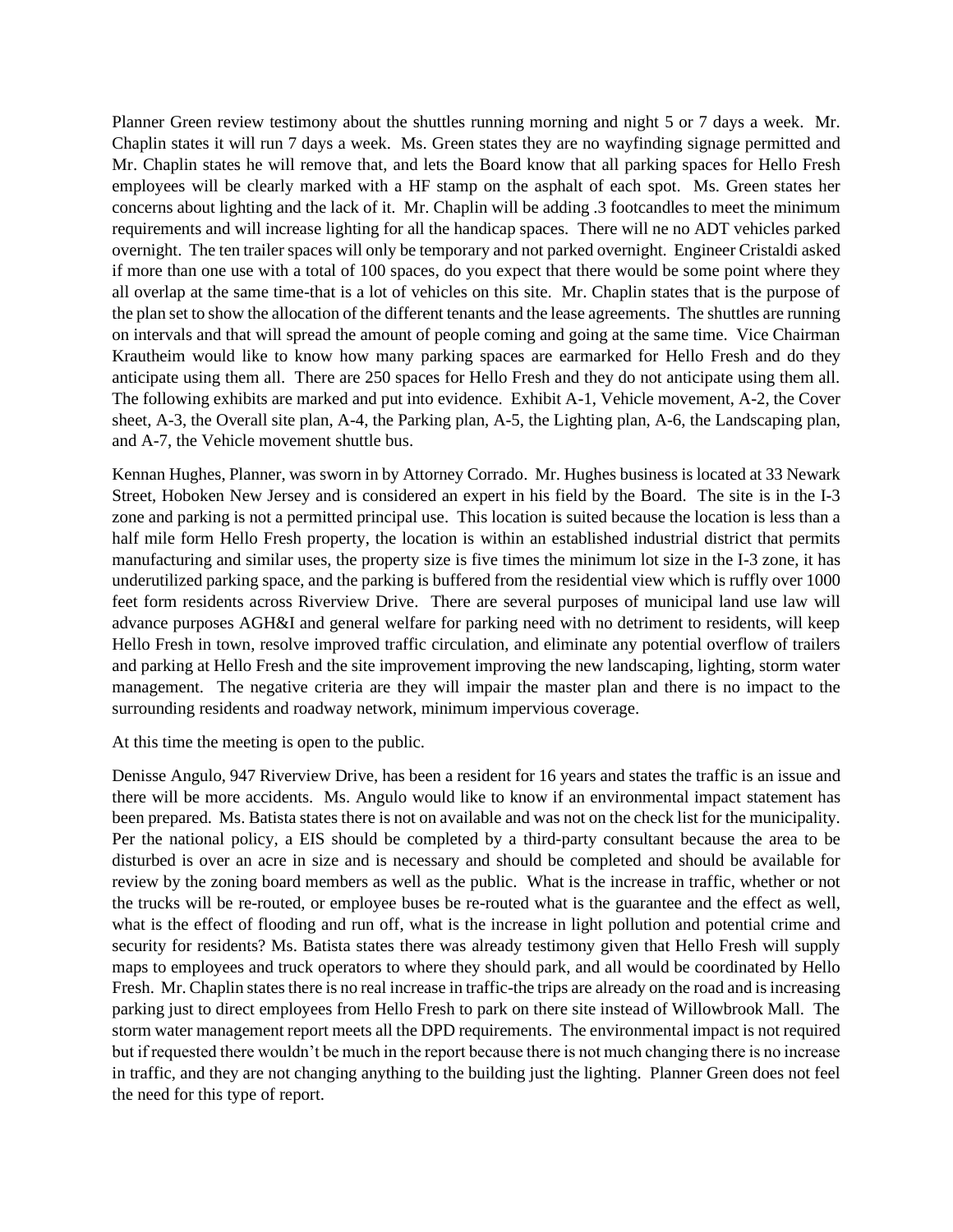Planner Green review testimony about the shuttles running morning and night 5 or 7 days a week. Mr. Chaplin states it will run 7 days a week. Ms. Green states they are no wayfinding signage permitted and Mr. Chaplin states he will remove that, and lets the Board know that all parking spaces for Hello Fresh employees will be clearly marked with a HF stamp on the asphalt of each spot. Ms. Green states her concerns about lighting and the lack of it. Mr. Chaplin will be adding .3 footcandles to meet the minimum requirements and will increase lighting for all the handicap spaces. There will ne no ADT vehicles parked overnight. The ten trailer spaces will only be temporary and not parked overnight. Engineer Cristaldi asked if more than one use with a total of 100 spaces, do you expect that there would be some point where they all overlap at the same time-that is a lot of vehicles on this site. Mr. Chaplin states that is the purpose of the plan set to show the allocation of the different tenants and the lease agreements. The shuttles are running on intervals and that will spread the amount of people coming and going at the same time. Vice Chairman Krautheim would like to know how many parking spaces are earmarked for Hello Fresh and do they anticipate using them all. There are 250 spaces for Hello Fresh and they do not anticipate using them all. The following exhibits are marked and put into evidence. Exhibit A-1, Vehicle movement, A-2, the Cover sheet, A-3, the Overall site plan, A-4, the Parking plan, A-5, the Lighting plan, A-6, the Landscaping plan, and A-7, the Vehicle movement shuttle bus.

Kennan Hughes, Planner, was sworn in by Attorney Corrado. Mr. Hughes business is located at 33 Newark Street, Hoboken New Jersey and is considered an expert in his field by the Board. The site is in the I-3 zone and parking is not a permitted principal use. This location is suited because the location is less than a half mile form Hello Fresh property, the location is within an established industrial district that permits manufacturing and similar uses, the property size is five times the minimum lot size in the I-3 zone, it has underutilized parking space, and the parking is buffered from the residential view which is ruffly over 1000 feet form residents across Riverview Drive. There are several purposes of municipal land use law will advance purposes AGH&I and general welfare for parking need with no detriment to residents, will keep Hello Fresh in town, resolve improved traffic circulation, and eliminate any potential overflow of trailers and parking at Hello Fresh and the site improvement improving the new landscaping, lighting, storm water management. The negative criteria are they will impair the master plan and there is no impact to the surrounding residents and roadway network, minimum impervious coverage.

At this time the meeting is open to the public.

Denisse Angulo, 947 Riverview Drive, has been a resident for 16 years and states the traffic is an issue and there will be more accidents. Ms. Angulo would like to know if an environmental impact statement has been prepared. Ms. Batista states there is not on available and was not on the check list for the municipality. Per the national policy, a EIS should be completed by a third-party consultant because the area to be disturbed is over an acre in size and is necessary and should be completed and should be available for review by the zoning board members as well as the public. What is the increase in traffic, whether or not the trucks will be re-routed, or employee buses be re-routed what is the guarantee and the effect as well, what is the effect of flooding and run off, what is the increase in light pollution and potential crime and security for residents? Ms. Batista states there was already testimony given that Hello Fresh will supply maps to employees and truck operators to where they should park, and all would be coordinated by Hello Fresh. Mr. Chaplin states there is no real increase in traffic-the trips are already on the road and is increasing parking just to direct employees from Hello Fresh to park on there site instead of Willowbrook Mall. The storm water management report meets all the DPD requirements. The environmental impact is not required but if requested there wouldn't be much in the report because there is not much changing there is no increase in traffic, and they are not changing anything to the building just the lighting. Planner Green does not feel the need for this type of report.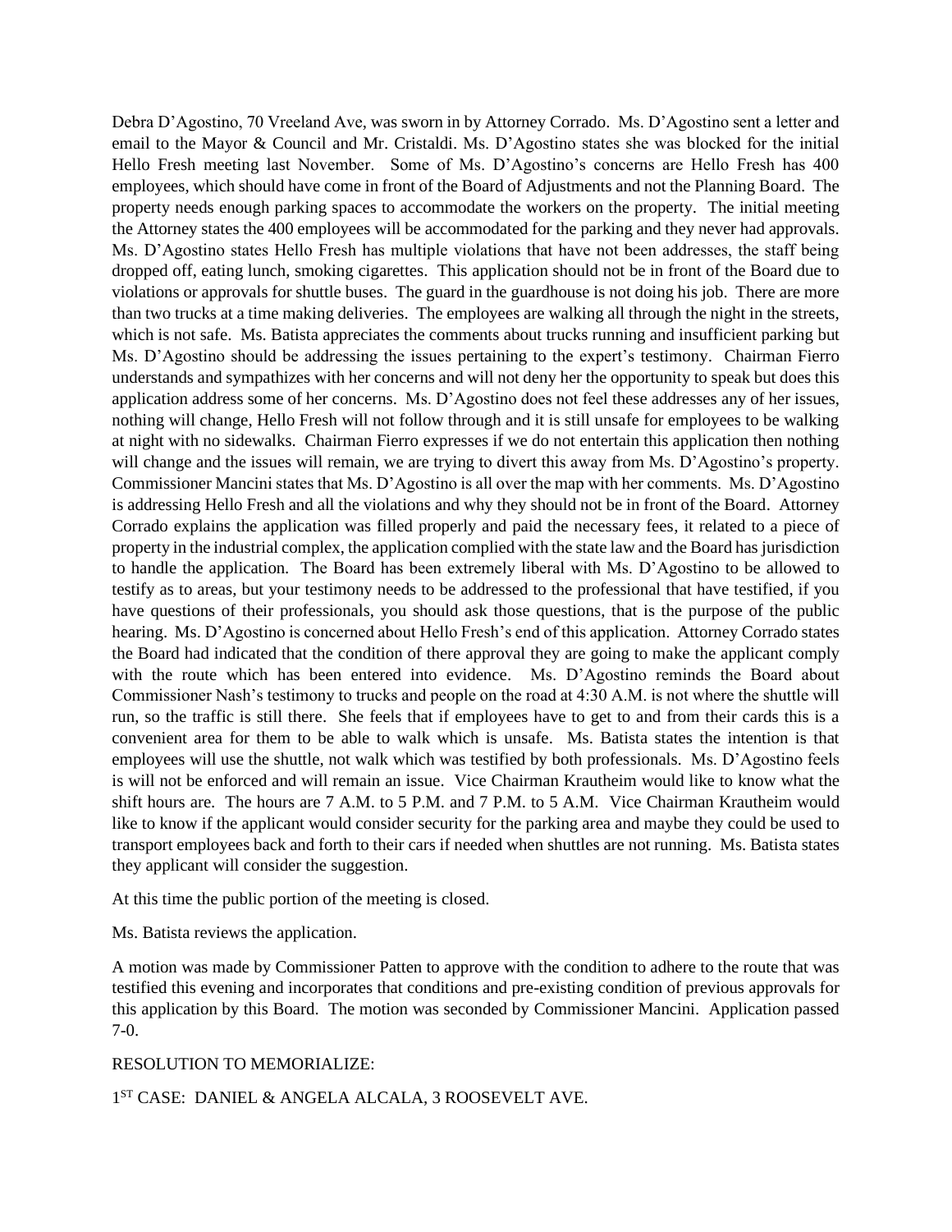Debra D'Agostino, 70 Vreeland Ave, was sworn in by Attorney Corrado. Ms. D'Agostino sent a letter and email to the Mayor & Council and Mr. Cristaldi. Ms. D'Agostino states she was blocked for the initial Hello Fresh meeting last November. Some of Ms. D'Agostino's concerns are Hello Fresh has 400 employees, which should have come in front of the Board of Adjustments and not the Planning Board. The property needs enough parking spaces to accommodate the workers on the property. The initial meeting the Attorney states the 400 employees will be accommodated for the parking and they never had approvals. Ms. D'Agostino states Hello Fresh has multiple violations that have not been addresses, the staff being dropped off, eating lunch, smoking cigarettes. This application should not be in front of the Board due to violations or approvals for shuttle buses. The guard in the guardhouse is not doing his job. There are more than two trucks at a time making deliveries. The employees are walking all through the night in the streets, which is not safe. Ms. Batista appreciates the comments about trucks running and insufficient parking but Ms. D'Agostino should be addressing the issues pertaining to the expert's testimony. Chairman Fierro understands and sympathizes with her concerns and will not deny her the opportunity to speak but does this application address some of her concerns. Ms. D'Agostino does not feel these addresses any of her issues, nothing will change, Hello Fresh will not follow through and it is still unsafe for employees to be walking at night with no sidewalks. Chairman Fierro expresses if we do not entertain this application then nothing will change and the issues will remain, we are trying to divert this away from Ms. D'Agostino's property. Commissioner Mancini states that Ms. D'Agostino is all over the map with her comments. Ms. D'Agostino is addressing Hello Fresh and all the violations and why they should not be in front of the Board. Attorney Corrado explains the application was filled properly and paid the necessary fees, it related to a piece of property in the industrial complex, the application complied with the state law and the Board has jurisdiction to handle the application. The Board has been extremely liberal with Ms. D'Agostino to be allowed to testify as to areas, but your testimony needs to be addressed to the professional that have testified, if you have questions of their professionals, you should ask those questions, that is the purpose of the public hearing. Ms. D'Agostino is concerned about Hello Fresh's end of this application. Attorney Corrado states the Board had indicated that the condition of there approval they are going to make the applicant comply with the route which has been entered into evidence. Ms. D'Agostino reminds the Board about Commissioner Nash's testimony to trucks and people on the road at 4:30 A.M. is not where the shuttle will run, so the traffic is still there. She feels that if employees have to get to and from their cards this is a convenient area for them to be able to walk which is unsafe. Ms. Batista states the intention is that employees will use the shuttle, not walk which was testified by both professionals. Ms. D'Agostino feels is will not be enforced and will remain an issue. Vice Chairman Krautheim would like to know what the shift hours are. The hours are 7 A.M. to 5 P.M. and 7 P.M. to 5 A.M. Vice Chairman Krautheim would like to know if the applicant would consider security for the parking area and maybe they could be used to transport employees back and forth to their cars if needed when shuttles are not running. Ms. Batista states they applicant will consider the suggestion.

At this time the public portion of the meeting is closed.

Ms. Batista reviews the application.

A motion was made by Commissioner Patten to approve with the condition to adhere to the route that was testified this evening and incorporates that conditions and pre-existing condition of previous approvals for this application by this Board. The motion was seconded by Commissioner Mancini. Application passed 7-0.

RESOLUTION TO MEMORIALIZE:

1ST CASE: DANIEL & ANGELA ALCALA, 3 ROOSEVELT AVE.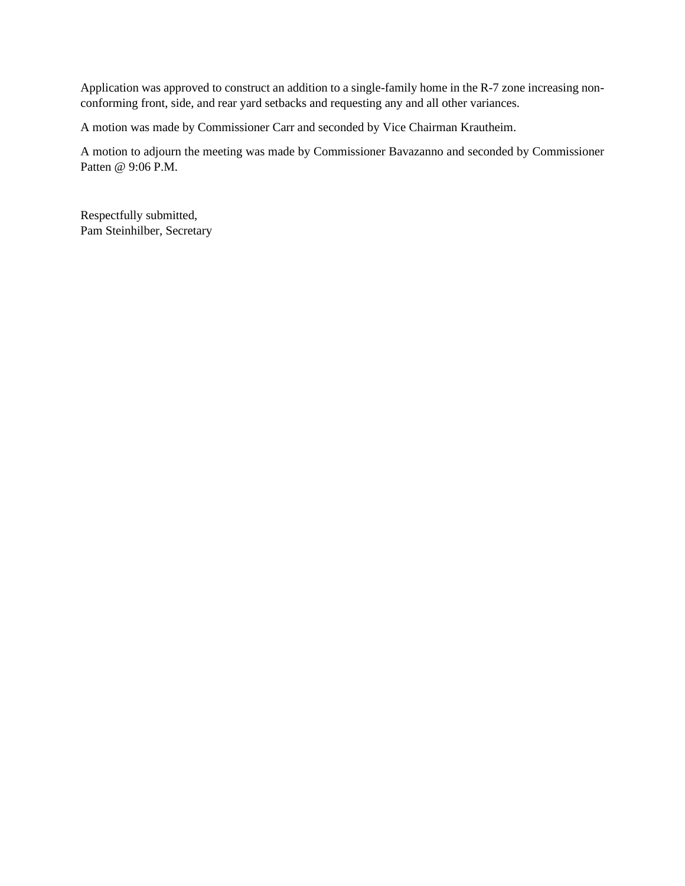Application was approved to construct an addition to a single-family home in the R-7 zone increasing non-conforming front, side, and rear yard setbacks and requesting any and all other variances.

A motion was made by Commissioner Carr and seconded by Vice Chairman Krautheim.

A motion to adjourn the meeting was made by Commissioner Bavazanno and seconded by Commissioner Patten @ 9:06 P.M.

Respectfully submitted,
Pam Steinhilber, Secretary